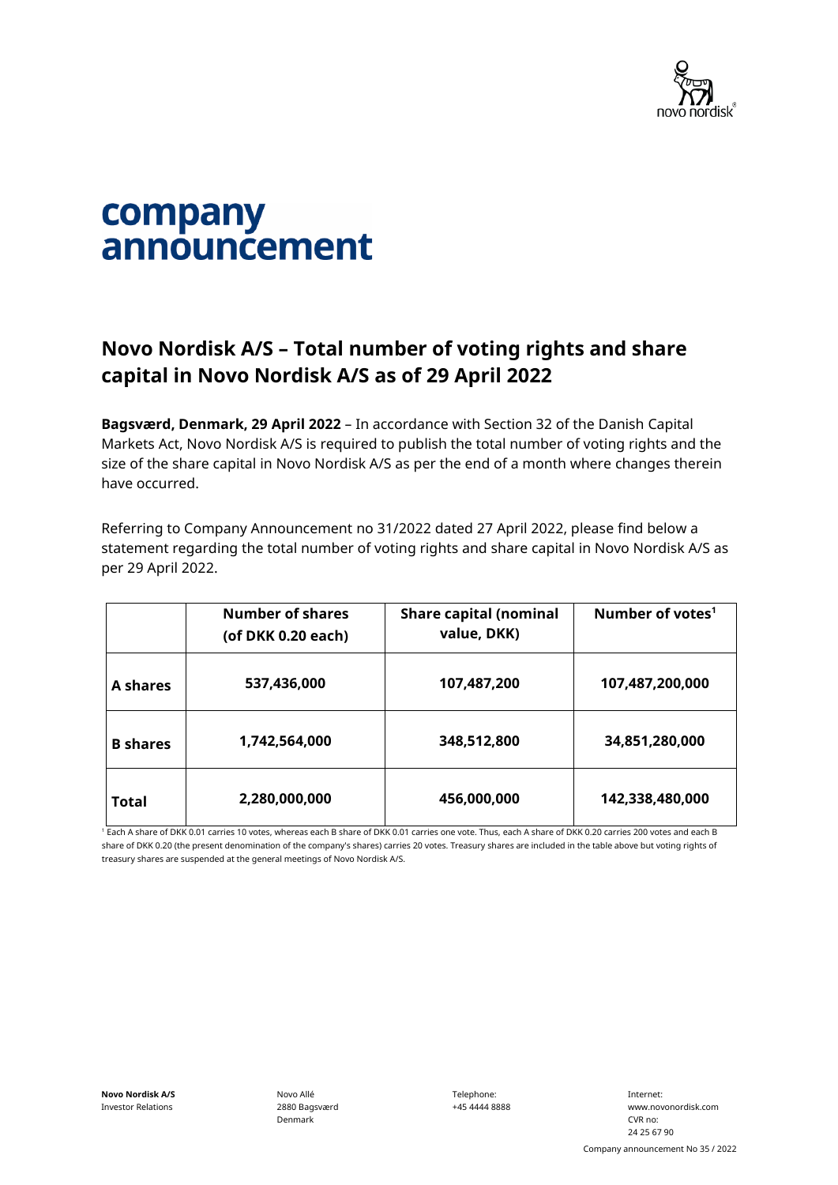# company announcement

## Novo Nordisk A/S – Total number of voting rights and share capital in Novo Nordisk A/S as of 29 April 2022

**Bagsværd, Denmark, 29 April 2022** – In accordance with Section 32 of the Danish Capital Markets Act, Novo Nordisk A/S is required to publish the total number of voting rights and the size of the share capital in Novo Nordisk A/S as per the end of a month where changes therein have occurred.

Referring to Company Announcement no 31/2022 dated 27 April 2022, please find below a statement regarding the total number of voting rights and share capital in Novo Nordisk A/S as per 29 April 2022.

| | Number of shares (of DKK 0.20 each) | Share capital (nominal value, DKK) | Number of votes[1] |
|---|---|---|---|
| **A shares** | **537,436,000** | **107,487,200** | **107,487,200,000** |
| **B shares** | **1,742,564,000** | **348,512,800** | **34,851,280,000** |
| **Total** | **2,280,000,000** | **456,000,000** | **142,338,480,000** |

[1] Each A share of DKK 0.01 carries 10 votes, whereas each B share of DKK 0.01 carries one vote. Thus, each A share of DKK 0.20 carries 200 votes and each B share of DKK 0.20 (the present denomination of the company's shares) carries 20 votes. Treasury shares are included in the table above but voting rights of treasury shares are suspended at the general meetings of Novo Nordisk A/S.

**Novo Nordisk A/S**
Investor Relations

Novo Allé
2880 Bagsværd
Denmark

Telephone:
+45 4444 8888

Internet:
www.novonordisk.com
CVR no:
24 25 67 90

Company announcement No 35 / 2022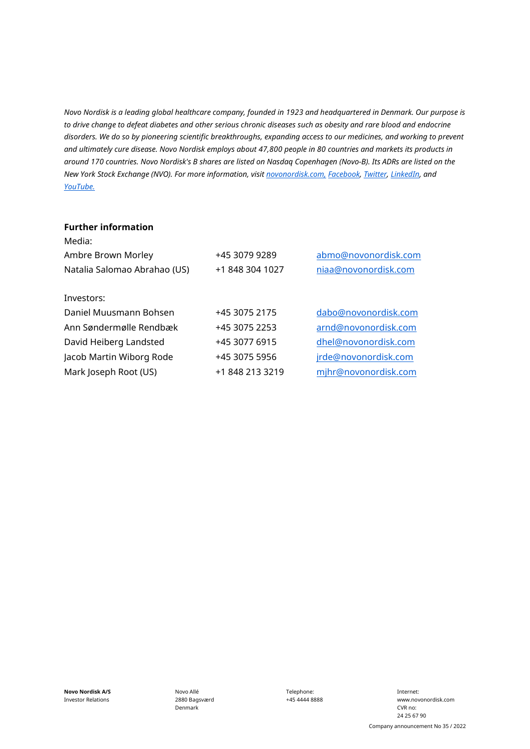*Novo Nordisk is a leading global healthcare company, founded in 1923 and headquartered in Denmark. Our purpose is to drive change to defeat diabetes and other serious chronic diseases such as obesity and rare blood and endocrine disorders. We do so by pioneering scientific breakthroughs, expanding access to our medicines, and working to prevent and ultimately cure disease. Novo Nordisk employs about 47,800 people in 80 countries and markets its products in around 170 countries. Novo Nordisk's B shares are listed on Nasdaq Copenhagen (Novo-B). Its ADRs are listed on the New York Stock Exchange (NVO). For more information, visit [novonordisk.com,](novonordisk.com) [Facebook](Facebook), [Twitter](Twitter), [LinkedIn](LinkedIn), and [YouTube.](YouTube)*

**Further information**

Media:

| | | |
|---|---|---|
| Ambre Brown Morley | +45 3079 9289 | abmo@novonordisk.com |
| Natalia Salomao Abrahao (US) | +1 848 304 1027 | niaa@novonordisk.com |

Investors:

| | | |
|---|---|---|
| Daniel Muusmann Bohsen | +45 3075 2175 | dabo@novonordisk.com |
| Ann Søndermølle Rendbæk | +45 3075 2253 | arnd@novonordisk.com |
| David Heiberg Landsted | +45 3077 6915 | dhel@novonordisk.com |
| Jacob Martin Wiborg Rode | +45 3075 5956 | jrde@novonordisk.com |
| Mark Joseph Root (US) | +1 848 213 3219 | mjhr@novonordisk.com |

**Novo Nordisk A/S**
Investor Relations

Novo Allé
2880 Bagsværd
Denmark

Telephone:
+45 4444 8888

Internet:
www.novonordisk.com
CVR no:
24 25 67 90

Company announcement No 35 / 2022